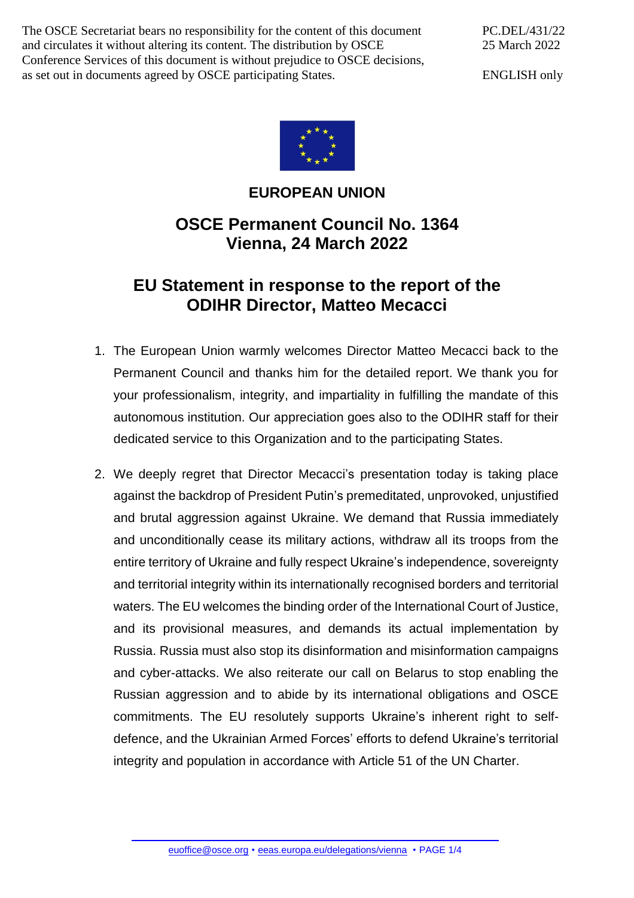The OSCE Secretariat bears no responsibility for the content of this document and circulates it without altering its content. The distribution by OSCE Conference Services of this document is without prejudice to OSCE decisions, as set out in documents agreed by OSCE participating States.

PC.DEL/431/22
25 March 2022

ENGLISH only

**EUROPEAN UNION**

## OSCE Permanent Council No. 1364
## Vienna, 24 March 2022

# EU Statement in response to the report of the ODIHR Director, Matteo Mecacci

1. The European Union warmly welcomes Director Matteo Mecacci back to the Permanent Council and thanks him for the detailed report. We thank you for your professionalism, integrity, and impartiality in fulfilling the mandate of this autonomous institution. Our appreciation goes also to the ODIHR staff for their dedicated service to this Organization and to the participating States.

2. We deeply regret that Director Mecacci's presentation today is taking place against the backdrop of President Putin's premeditated, unprovoked, unjustified and brutal aggression against Ukraine. We demand that Russia immediately and unconditionally cease its military actions, withdraw all its troops from the entire territory of Ukraine and fully respect Ukraine's independence, sovereignty and territorial integrity within its internationally recognised borders and territorial waters. The EU welcomes the binding order of the International Court of Justice, and its provisional measures, and demands its actual implementation by Russia. Russia must also stop its disinformation and misinformation campaigns and cyber-attacks. We also reiterate our call on Belarus to stop enabling the Russian aggression and to abide by its international obligations and OSCE commitments. The EU resolutely supports Ukraine's inherent right to self-defence, and the Ukrainian Armed Forces' efforts to defend Ukraine's territorial integrity and population in accordance with Article 51 of the UN Charter.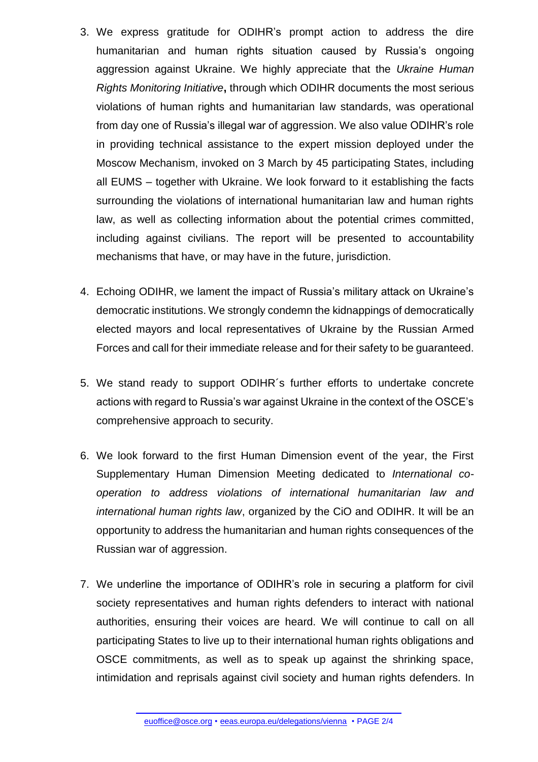3. We express gratitude for ODIHR's prompt action to address the dire humanitarian and human rights situation caused by Russia's ongoing aggression against Ukraine. We highly appreciate that the *Ukraine Human Rights Monitoring Initiative***,** through which ODIHR documents the most serious violations of human rights and humanitarian law standards, was operational from day one of Russia's illegal war of aggression. We also value ODIHR's role in providing technical assistance to the expert mission deployed under the Moscow Mechanism, invoked on 3 March by 45 participating States, including all EUMS – together with Ukraine. We look forward to it establishing the facts surrounding the violations of international humanitarian law and human rights law, as well as collecting information about the potential crimes committed, including against civilians. The report will be presented to accountability mechanisms that have, or may have in the future, jurisdiction.

4. Echoing ODIHR, we lament the impact of Russia's military attack on Ukraine's democratic institutions. We strongly condemn the kidnappings of democratically elected mayors and local representatives of Ukraine by the Russian Armed Forces and call for their immediate release and for their safety to be guaranteed.

5. We stand ready to support ODIHR´s further efforts to undertake concrete actions with regard to Russia's war against Ukraine in the context of the OSCE's comprehensive approach to security.

6. We look forward to the first Human Dimension event of the year, the First Supplementary Human Dimension Meeting dedicated to *International co-operation to address violations of international humanitarian law and international human rights law*, organized by the CiO and ODIHR. It will be an opportunity to address the humanitarian and human rights consequences of the Russian war of aggression.

7. We underline the importance of ODIHR's role in securing a platform for civil society representatives and human rights defenders to interact with national authorities, ensuring their voices are heard. We will continue to call on all participating States to live up to their international human rights obligations and OSCE commitments, as well as to speak up against the shrinking space, intimidation and reprisals against civil society and human rights defenders. In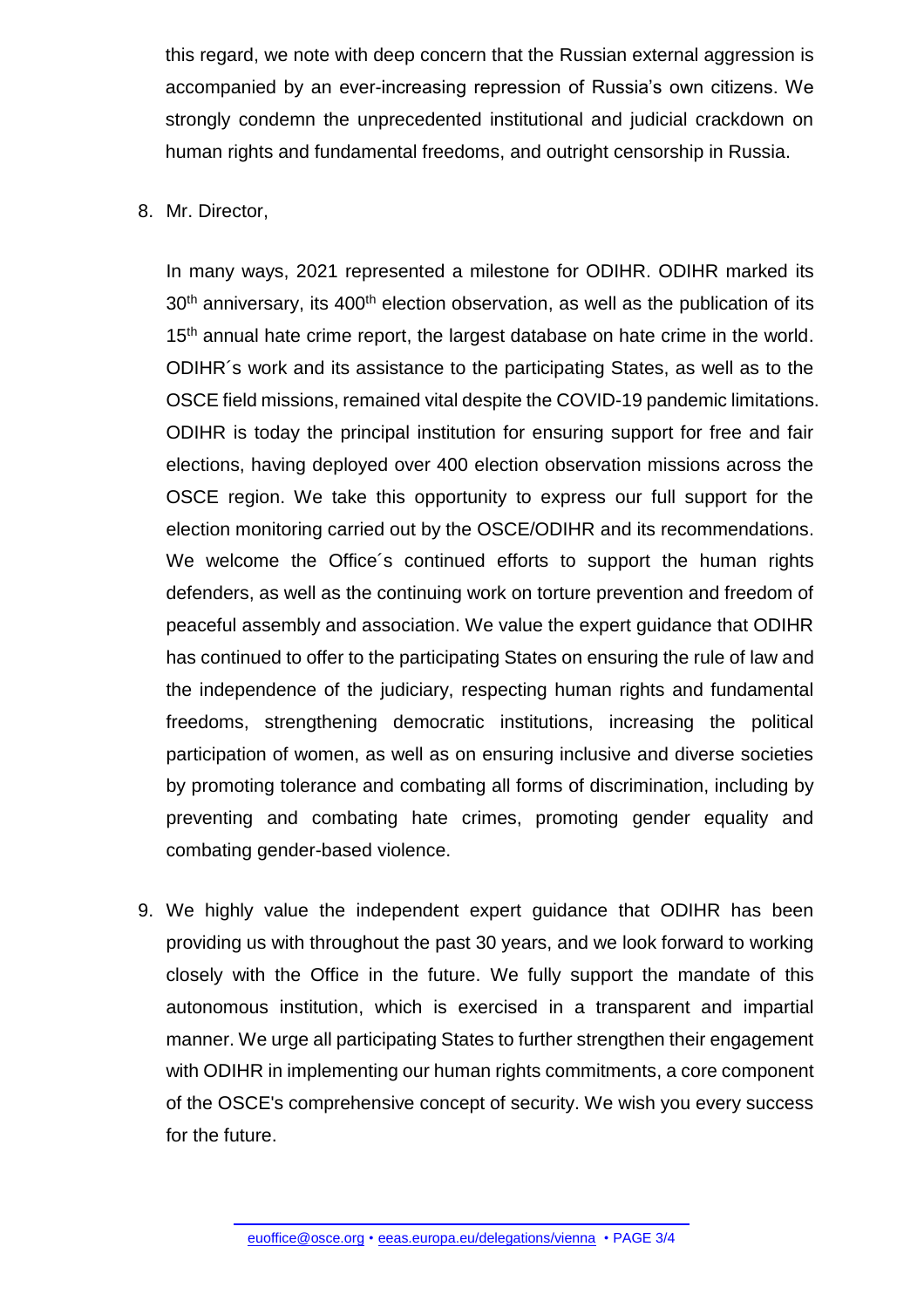this regard, we note with deep concern that the Russian external aggression is accompanied by an ever-increasing repression of Russia's own citizens. We strongly condemn the unprecedented institutional and judicial crackdown on human rights and fundamental freedoms, and outright censorship in Russia.

8. Mr. Director,

   In many ways, 2021 represented a milestone for ODIHR. ODIHR marked its 30th anniversary, its 400th election observation, as well as the publication of its 15th annual hate crime report, the largest database on hate crime in the world. ODIHR´s work and its assistance to the participating States, as well as to the OSCE field missions, remained vital despite the COVID-19 pandemic limitations. ODIHR is today the principal institution for ensuring support for free and fair elections, having deployed over 400 election observation missions across the OSCE region. We take this opportunity to express our full support for the election monitoring carried out by the OSCE/ODIHR and its recommendations. We welcome the Office´s continued efforts to support the human rights defenders, as well as the continuing work on torture prevention and freedom of peaceful assembly and association. We value the expert guidance that ODIHR has continued to offer to the participating States on ensuring the rule of law and the independence of the judiciary, respecting human rights and fundamental freedoms, strengthening democratic institutions, increasing the political participation of women, as well as on ensuring inclusive and diverse societies by promoting tolerance and combating all forms of discrimination, including by preventing and combating hate crimes, promoting gender equality and combating gender-based violence.

9. We highly value the independent expert guidance that ODIHR has been providing us with throughout the past 30 years, and we look forward to working closely with the Office in the future. We fully support the mandate of this autonomous institution, which is exercised in a transparent and impartial manner. We urge all participating States to further strengthen their engagement with ODIHR in implementing our human rights commitments, a core component of the OSCE's comprehensive concept of security. We wish you every success for the future.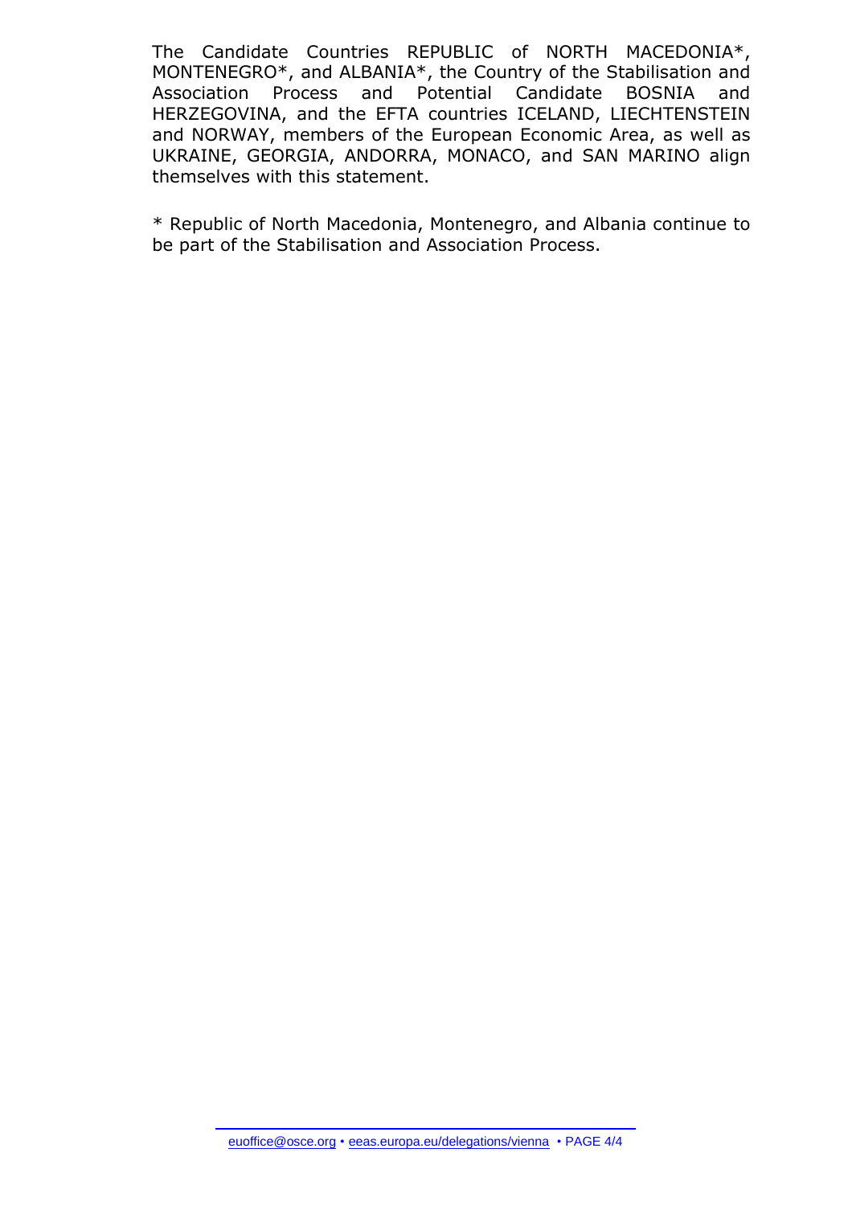The Candidate Countries REPUBLIC of NORTH MACEDONIA*, MONTENEGRO*, and ALBANIA*, the Country of the Stabilisation and Association Process and Potential Candidate BOSNIA and HERZEGOVINA, and the EFTA countries ICELAND, LIECHTENSTEIN and NORWAY, members of the European Economic Area, as well as UKRAINE, GEORGIA, ANDORRA, MONACO, and SAN MARINO align themselves with this statement.

* Republic of North Macedonia, Montenegro, and Albania continue to be part of the Stabilisation and Association Process.